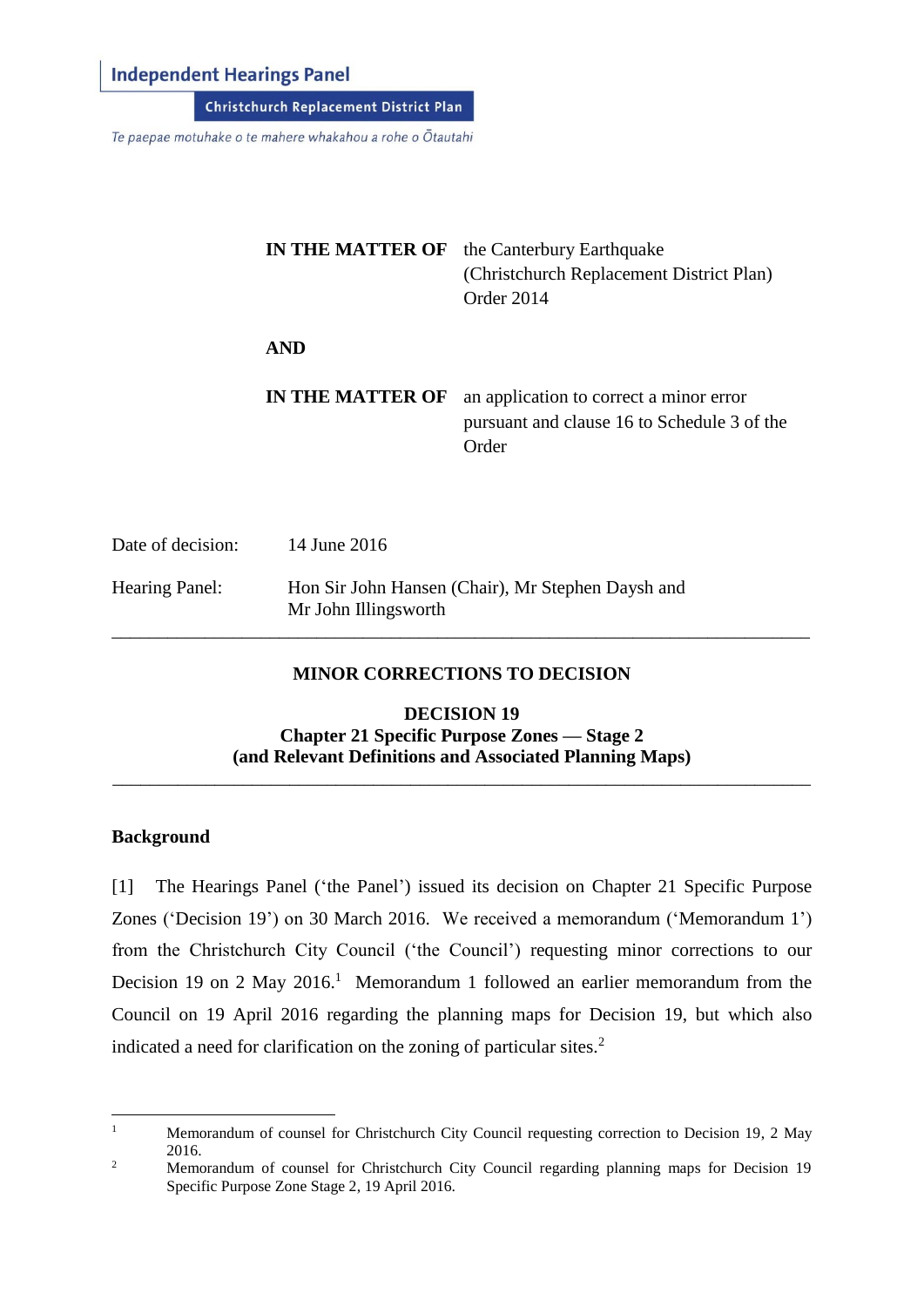**Independent Hearings Panel**

**Christchurch Replacement District Plan**

*Te paepae motuhake o te mahere whakahou a rohe o Ōtautahi*

| | |
|---|---|
| **IN THE MATTER OF** | the Canterbury Earthquake (Christchurch Replacement District Plan) Order 2014 |
| **AND** | |
| **IN THE MATTER OF** | an application to correct a minor error pursuant and clause 16 to Schedule 3 of the Order |

Date of decision: 14 June 2016

Hearing Panel: Hon Sir John Hansen (Chair), Mr Stephen Daysh and Mr John Illingsworth

---

**MINOR CORRECTIONS TO DECISION**

**DECISION 19**
**Chapter 21 Specific Purpose Zones — Stage 2**
**(and Relevant Definitions and Associated Planning Maps)**

---

## Background

[1] The Hearings Panel ('the Panel') issued its decision on Chapter 21 Specific Purpose Zones ('Decision 19') on 30 March 2016. We received a memorandum ('Memorandum 1') from the Christchurch City Council ('the Council') requesting minor corrections to our Decision 19 on 2 May 2016.[1] Memorandum 1 followed an earlier memorandum from the Council on 19 April 2016 regarding the planning maps for Decision 19, but which also indicated a need for clarification on the zoning of particular sites.[2]

---

[1] Memorandum of counsel for Christchurch City Council requesting correction to Decision 19, 2 May 2016.

[2] Memorandum of counsel for Christchurch City Council regarding planning maps for Decision 19 Specific Purpose Zone Stage 2, 19 April 2016.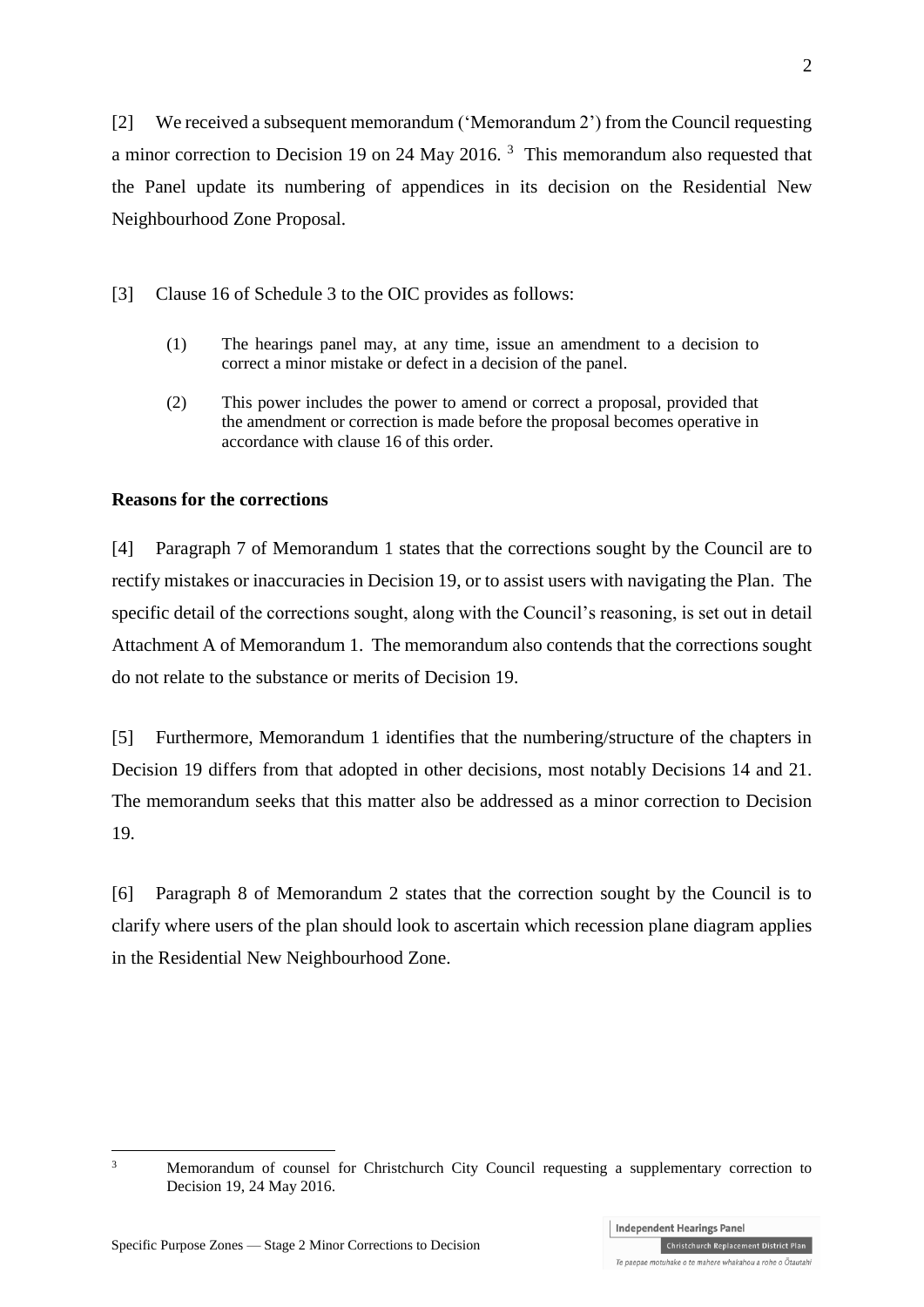[2] We received a subsequent memorandum ('Memorandum 2') from the Council requesting a minor correction to Decision 19 on 24 May 2016. [3] This memorandum also requested that the Panel update its numbering of appendices in its decision on the Residential New Neighbourhood Zone Proposal.

[3] Clause 16 of Schedule 3 to the OIC provides as follows:

> (1) The hearings panel may, at any time, issue an amendment to a decision to correct a minor mistake or defect in a decision of the panel.
>
> (2) This power includes the power to amend or correct a proposal, provided that the amendment or correction is made before the proposal becomes operative in accordance with clause 16 of this order.

**Reasons for the corrections**

[4] Paragraph 7 of Memorandum 1 states that the corrections sought by the Council are to rectify mistakes or inaccuracies in Decision 19, or to assist users with navigating the Plan. The specific detail of the corrections sought, along with the Council's reasoning, is set out in detail Attachment A of Memorandum 1. The memorandum also contends that the corrections sought do not relate to the substance or merits of Decision 19.

[5] Furthermore, Memorandum 1 identifies that the numbering/structure of the chapters in Decision 19 differs from that adopted in other decisions, most notably Decisions 14 and 21. The memorandum seeks that this matter also be addressed as a minor correction to Decision 19.

[6] Paragraph 8 of Memorandum 2 states that the correction sought by the Council is to clarify where users of the plan should look to ascertain which recession plane diagram applies in the Residential New Neighbourhood Zone.

---

[3] Memorandum of counsel for Christchurch City Council requesting a supplementary correction to Decision 19, 24 May 2016.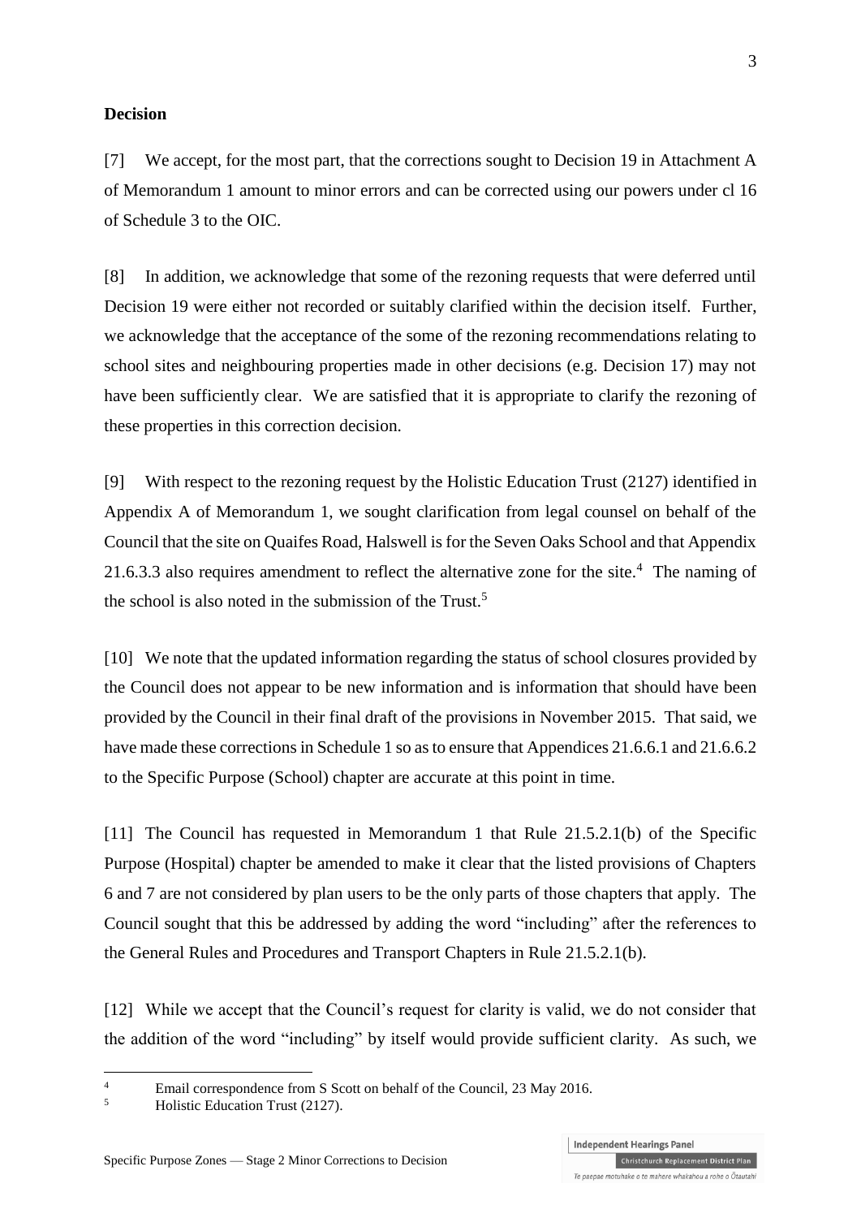**Decision**

[7] We accept, for the most part, that the corrections sought to Decision 19 in Attachment A of Memorandum 1 amount to minor errors and can be corrected using our powers under cl 16 of Schedule 3 to the OIC.

[8] In addition, we acknowledge that some of the rezoning requests that were deferred until Decision 19 were either not recorded or suitably clarified within the decision itself. Further, we acknowledge that the acceptance of the some of the rezoning recommendations relating to school sites and neighbouring properties made in other decisions (e.g. Decision 17) may not have been sufficiently clear. We are satisfied that it is appropriate to clarify the rezoning of these properties in this correction decision.

[9] With respect to the rezoning request by the Holistic Education Trust (2127) identified in Appendix A of Memorandum 1, we sought clarification from legal counsel on behalf of the Council that the site on Quaifes Road, Halswell is for the Seven Oaks School and that Appendix 21.6.3.3 also requires amendment to reflect the alternative zone for the site.[4] The naming of the school is also noted in the submission of the Trust.[5]

[10] We note that the updated information regarding the status of school closures provided by the Council does not appear to be new information and is information that should have been provided by the Council in their final draft of the provisions in November 2015. That said, we have made these corrections in Schedule 1 so as to ensure that Appendices 21.6.6.1 and 21.6.6.2 to the Specific Purpose (School) chapter are accurate at this point in time.

[11] The Council has requested in Memorandum 1 that Rule 21.5.2.1(b) of the Specific Purpose (Hospital) chapter be amended to make it clear that the listed provisions of Chapters 6 and 7 are not considered by plan users to be the only parts of those chapters that apply. The Council sought that this be addressed by adding the word "including" after the references to the General Rules and Procedures and Transport Chapters in Rule 21.5.2.1(b).

[12] While we accept that the Council's request for clarity is valid, we do not consider that the addition of the word "including" by itself would provide sufficient clarity. As such, we

---

[4] Email correspondence from S Scott on behalf of the Council, 23 May 2016.

[5] Holistic Education Trust (2127).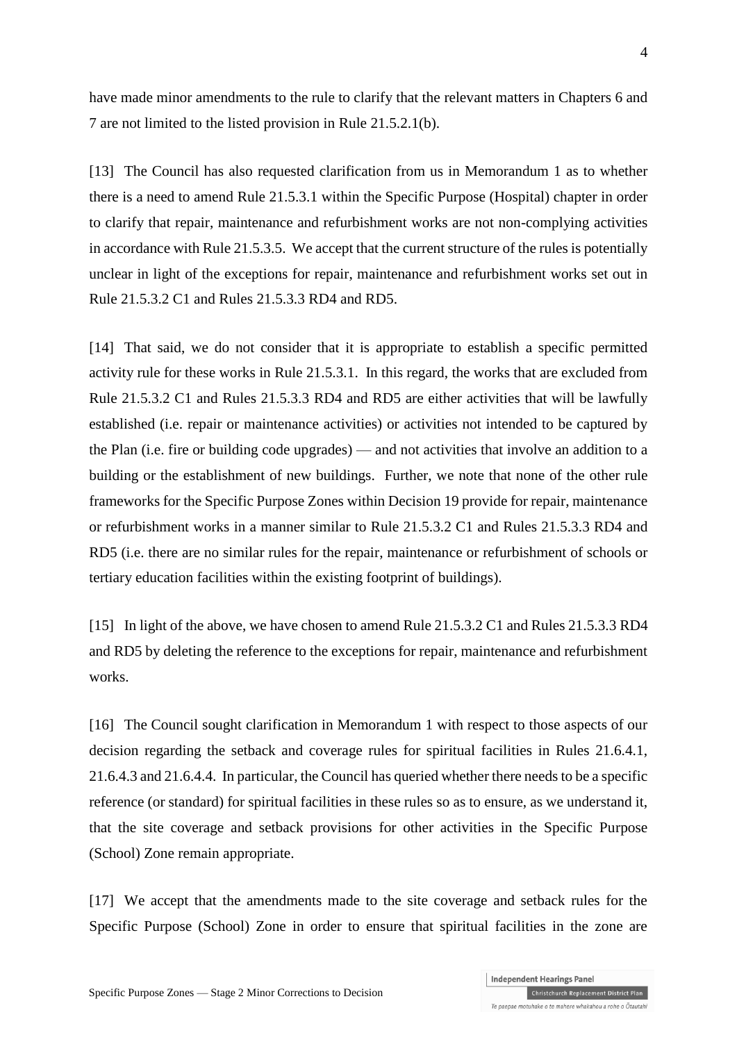have made minor amendments to the rule to clarify that the relevant matters in Chapters 6 and 7 are not limited to the listed provision in Rule 21.5.2.1(b).

[13] The Council has also requested clarification from us in Memorandum 1 as to whether there is a need to amend Rule 21.5.3.1 within the Specific Purpose (Hospital) chapter in order to clarify that repair, maintenance and refurbishment works are not non-complying activities in accordance with Rule 21.5.3.5. We accept that the current structure of the rules is potentially unclear in light of the exceptions for repair, maintenance and refurbishment works set out in Rule 21.5.3.2 C1 and Rules 21.5.3.3 RD4 and RD5.

[14] That said, we do not consider that it is appropriate to establish a specific permitted activity rule for these works in Rule 21.5.3.1. In this regard, the works that are excluded from Rule 21.5.3.2 C1 and Rules 21.5.3.3 RD4 and RD5 are either activities that will be lawfully established (i.e. repair or maintenance activities) or activities not intended to be captured by the Plan (i.e. fire or building code upgrades) — and not activities that involve an addition to a building or the establishment of new buildings. Further, we note that none of the other rule frameworks for the Specific Purpose Zones within Decision 19 provide for repair, maintenance or refurbishment works in a manner similar to Rule 21.5.3.2 C1 and Rules 21.5.3.3 RD4 and RD5 (i.e. there are no similar rules for the repair, maintenance or refurbishment of schools or tertiary education facilities within the existing footprint of buildings).

[15] In light of the above, we have chosen to amend Rule 21.5.3.2 C1 and Rules 21.5.3.3 RD4 and RD5 by deleting the reference to the exceptions for repair, maintenance and refurbishment works.

[16] The Council sought clarification in Memorandum 1 with respect to those aspects of our decision regarding the setback and coverage rules for spiritual facilities in Rules 21.6.4.1, 21.6.4.3 and 21.6.4.4. In particular, the Council has queried whether there needs to be a specific reference (or standard) for spiritual facilities in these rules so as to ensure, as we understand it, that the site coverage and setback provisions for other activities in the Specific Purpose (School) Zone remain appropriate.

[17] We accept that the amendments made to the site coverage and setback rules for the Specific Purpose (School) Zone in order to ensure that spiritual facilities in the zone are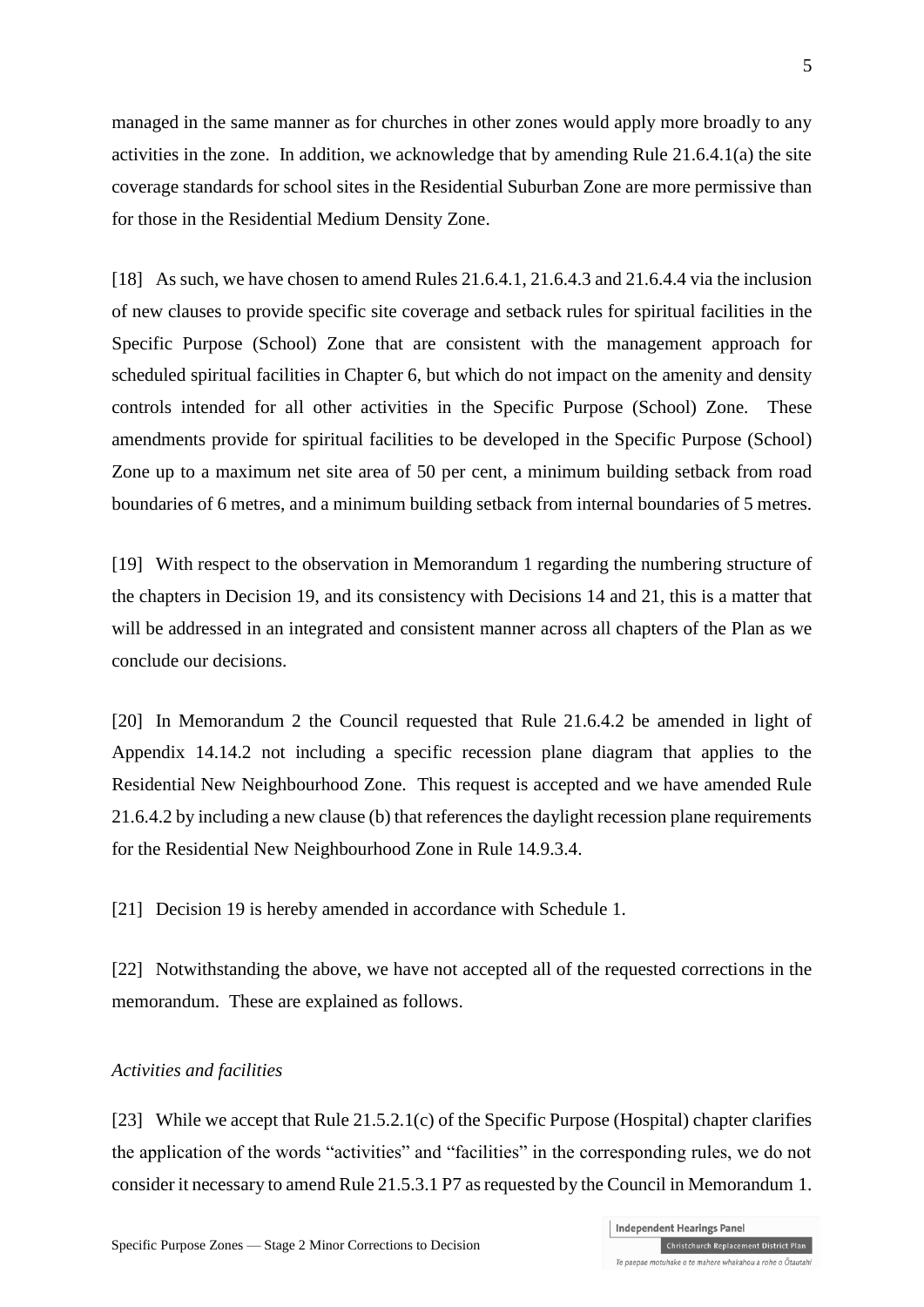managed in the same manner as for churches in other zones would apply more broadly to any activities in the zone. In addition, we acknowledge that by amending Rule 21.6.4.1(a) the site coverage standards for school sites in the Residential Suburban Zone are more permissive than for those in the Residential Medium Density Zone.

[18] As such, we have chosen to amend Rules 21.6.4.1, 21.6.4.3 and 21.6.4.4 via the inclusion of new clauses to provide specific site coverage and setback rules for spiritual facilities in the Specific Purpose (School) Zone that are consistent with the management approach for scheduled spiritual facilities in Chapter 6, but which do not impact on the amenity and density controls intended for all other activities in the Specific Purpose (School) Zone. These amendments provide for spiritual facilities to be developed in the Specific Purpose (School) Zone up to a maximum net site area of 50 per cent, a minimum building setback from road boundaries of 6 metres, and a minimum building setback from internal boundaries of 5 metres.

[19] With respect to the observation in Memorandum 1 regarding the numbering structure of the chapters in Decision 19, and its consistency with Decisions 14 and 21, this is a matter that will be addressed in an integrated and consistent manner across all chapters of the Plan as we conclude our decisions.

[20] In Memorandum 2 the Council requested that Rule 21.6.4.2 be amended in light of Appendix 14.14.2 not including a specific recession plane diagram that applies to the Residential New Neighbourhood Zone. This request is accepted and we have amended Rule 21.6.4.2 by including a new clause (b) that references the daylight recession plane requirements for the Residential New Neighbourhood Zone in Rule 14.9.3.4.

[21] Decision 19 is hereby amended in accordance with Schedule 1.

[22] Notwithstanding the above, we have not accepted all of the requested corrections in the memorandum. These are explained as follows.

*Activities and facilities*

[23] While we accept that Rule 21.5.2.1(c) of the Specific Purpose (Hospital) chapter clarifies the application of the words "activities" and "facilities" in the corresponding rules, we do not consider it necessary to amend Rule 21.5.3.1 P7 as requested by the Council in Memorandum 1.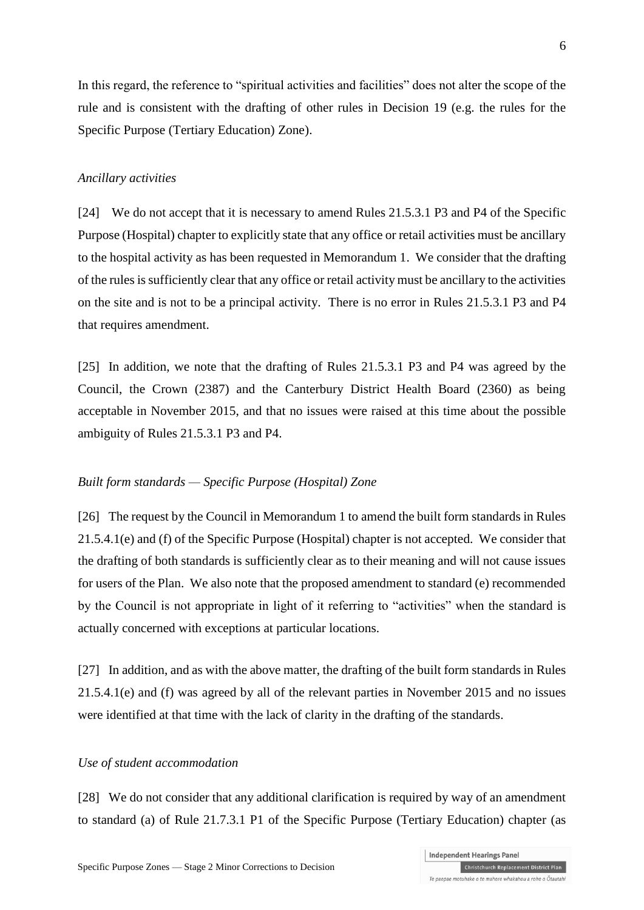In this regard, the reference to "spiritual activities and facilities" does not alter the scope of the rule and is consistent with the drafting of other rules in Decision 19 (e.g. the rules for the Specific Purpose (Tertiary Education) Zone).

*Ancillary activities*

[24] We do not accept that it is necessary to amend Rules 21.5.3.1 P3 and P4 of the Specific Purpose (Hospital) chapter to explicitly state that any office or retail activities must be ancillary to the hospital activity as has been requested in Memorandum 1. We consider that the drafting of the rules is sufficiently clear that any office or retail activity must be ancillary to the activities on the site and is not to be a principal activity. There is no error in Rules 21.5.3.1 P3 and P4 that requires amendment.

[25] In addition, we note that the drafting of Rules 21.5.3.1 P3 and P4 was agreed by the Council, the Crown (2387) and the Canterbury District Health Board (2360) as being acceptable in November 2015, and that no issues were raised at this time about the possible ambiguity of Rules 21.5.3.1 P3 and P4.

*Built form standards — Specific Purpose (Hospital) Zone*

[26] The request by the Council in Memorandum 1 to amend the built form standards in Rules 21.5.4.1(e) and (f) of the Specific Purpose (Hospital) chapter is not accepted. We consider that the drafting of both standards is sufficiently clear as to their meaning and will not cause issues for users of the Plan. We also note that the proposed amendment to standard (e) recommended by the Council is not appropriate in light of it referring to "activities" when the standard is actually concerned with exceptions at particular locations.

[27] In addition, and as with the above matter, the drafting of the built form standards in Rules 21.5.4.1(e) and (f) was agreed by all of the relevant parties in November 2015 and no issues were identified at that time with the lack of clarity in the drafting of the standards.

*Use of student accommodation*

[28] We do not consider that any additional clarification is required by way of an amendment to standard (a) of Rule 21.7.3.1 P1 of the Specific Purpose (Tertiary Education) chapter (as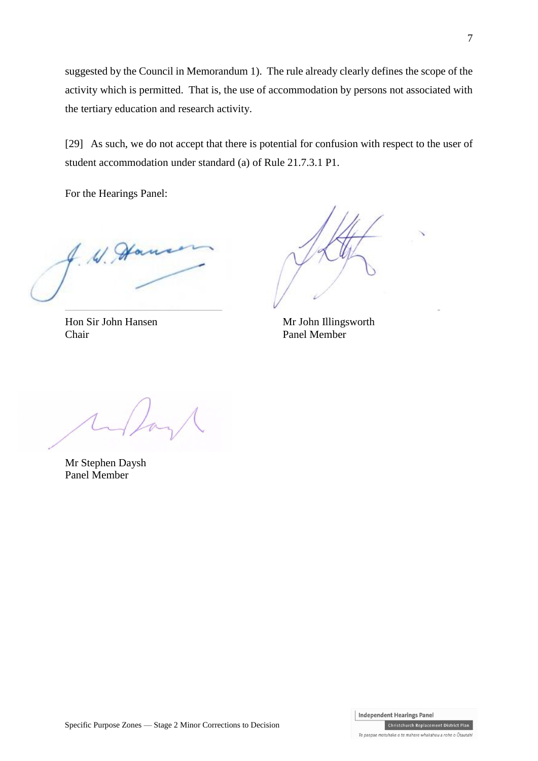suggested by the Council in Memorandum 1). The rule already clearly defines the scope of the activity which is permitted. That is, the use of accommodation by persons not associated with the tertiary education and research activity.

[29] As such, we do not accept that there is potential for confusion with respect to the user of student accommodation under standard (a) of Rule 21.7.3.1 P1.

For the Hearings Panel:

Hon Sir John Hansen
Chair

Mr John Illingsworth
Panel Member

Mr Stephen Daysh
Panel Member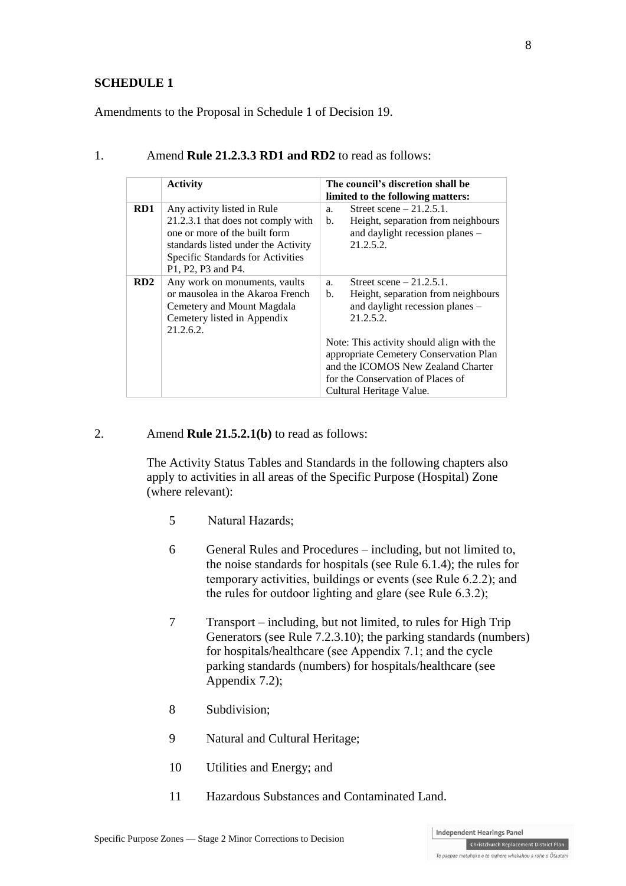**SCHEDULE 1**

Amendments to the Proposal in Schedule 1 of Decision 19.

1. Amend **Rule 21.2.3.3 RD1 and RD2** to read as follows:

| | **Activity** | **The council's discretion shall be limited to the following matters:** |
|---|---|---|
| **RD1** | Any activity listed in Rule 21.2.3.1 that does not comply with one or more of the built form standards listed under the Activity Specific Standards for Activities P1, P2, P3 and P4. | a. Street scene – 21.2.5.1.<br>b. Height, separation from neighbours and daylight recession planes – 21.2.5.2. |
| **RD2** | Any work on monuments, vaults or mausolea in the Akaroa French Cemetery and Mount Magdala Cemetery listed in Appendix 21.2.6.2. | a. Street scene – 21.2.5.1.<br>b. Height, separation from neighbours and daylight recession planes – 21.2.5.2.<br><br>Note: This activity should align with the appropriate Cemetery Conservation Plan and the ICOMOS New Zealand Charter for the Conservation of Places of Cultural Heritage Value. |

2. Amend **Rule 21.5.2.1(b)** to read as follows:

The Activity Status Tables and Standards in the following chapters also apply to activities in all areas of the Specific Purpose (Hospital) Zone (where relevant):

5 Natural Hazards;

6 General Rules and Procedures – including, but not limited to, the noise standards for hospitals (see Rule 6.1.4); the rules for temporary activities, buildings or events (see Rule 6.2.2); and the rules for outdoor lighting and glare (see Rule 6.3.2);

7 Transport – including, but not limited, to rules for High Trip Generators (see Rule 7.2.3.10); the parking standards (numbers) for hospitals/healthcare (see Appendix 7.1; and the cycle parking standards (numbers) for hospitals/healthcare (see Appendix 7.2);

8 Subdivision;

9 Natural and Cultural Heritage;

10 Utilities and Energy; and

11 Hazardous Substances and Contaminated Land.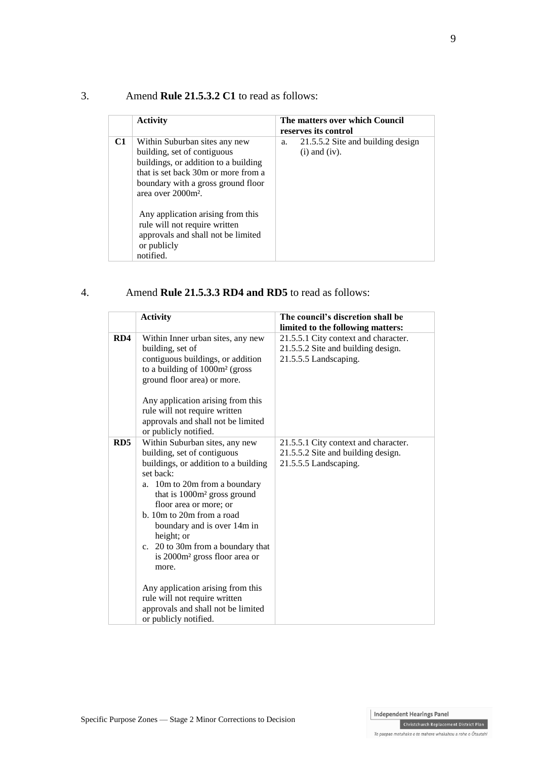3. Amend **Rule 21.5.3.2 C1** to read as follows:

| | **Activity** | **The matters over which Council reserves its control** |
|---|---|---|
| **C1** | Within Suburban sites any new building, set of contiguous buildings, or addition to a building that is set back 30m or more from a boundary with a gross ground floor area over 2000m². <br><br> Any application arising from this rule will not require written approvals and shall not be limited or publicly notified. | a. 21.5.5.2 Site and building design (i) and (iv). |

4. Amend **Rule 21.5.3.3 RD4 and RD5** to read as follows:

| | **Activity** | **The council's discretion shall be limited to the following matters:** |
|---|---|---|
| **RD4** | Within Inner urban sites, any new building, set of contiguous buildings, or addition to a building of 1000m² (gross ground floor area) or more. <br><br> Any application arising from this rule will not require written approvals and shall not be limited or publicly notified. | 21.5.5.1 City context and character. <br> 21.5.5.2 Site and building design. <br> 21.5.5.5 Landscaping. |
| **RD5** | Within Suburban sites, any new building, set of contiguous buildings, or addition to a building set back: <br> a. 10m to 20m from a boundary that is 1000m² gross ground floor area or more; or <br> b. 10m to 20m from a road boundary and is over 14m in height; or <br> c. 20 to 30m from a boundary that is 2000m² gross floor area or more. <br><br> Any application arising from this rule will not require written approvals and shall not be limited or publicly notified. | 21.5.5.1 City context and character. <br> 21.5.5.2 Site and building design. <br> 21.5.5.5 Landscaping. |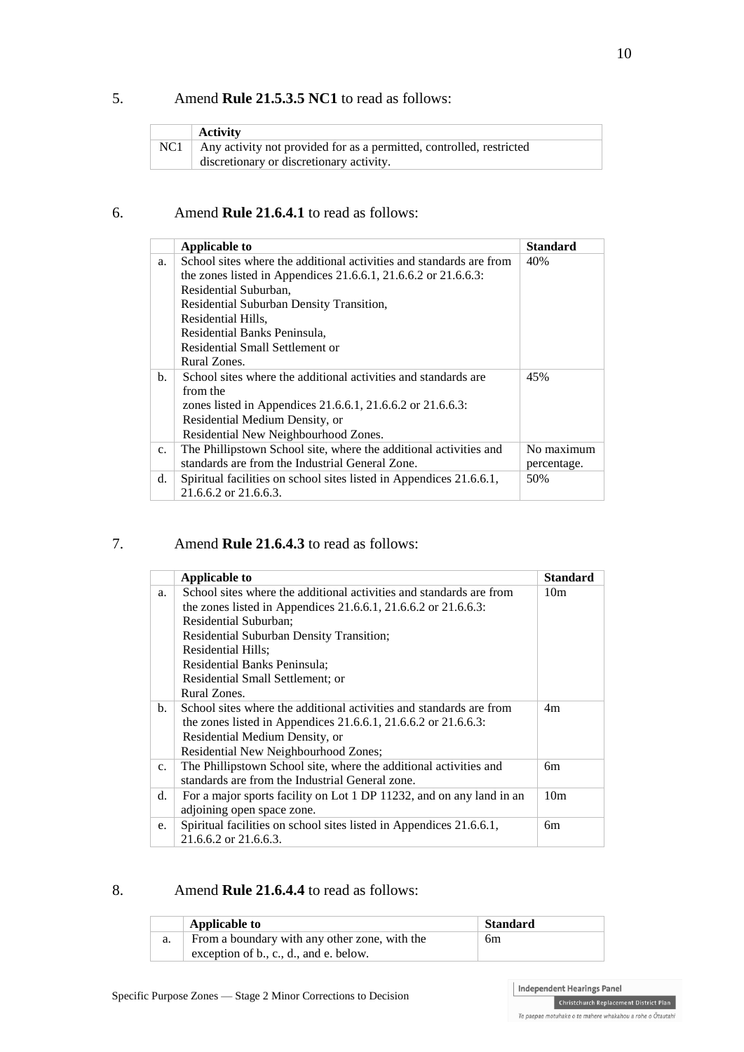5. Amend **Rule 21.5.3.5 NC1** to read as follows:

| | Activity |
|---|---|
| NC1 | Any activity not provided for as a permitted, controlled, restricted discretionary or discretionary activity. |

6. Amend **Rule 21.6.4.1** to read as follows:

| | Applicable to | Standard |
|---|---|---|
| a. | School sites where the additional activities and standards are from the zones listed in Appendices 21.6.6.1, 21.6.6.2 or 21.6.6.3: Residential Suburban, Residential Suburban Density Transition, Residential Hills, Residential Banks Peninsula, Residential Small Settlement or Rural Zones. | 40% |
| b. | School sites where the additional activities and standards are from the zones listed in Appendices 21.6.6.1, 21.6.6.2 or 21.6.6.3: Residential Medium Density, or Residential New Neighbourhood Zones. | 45% |
| c. | The Phillipstown School site, where the additional activities and standards are from the Industrial General Zone. | No maximum percentage. |
| d. | Spiritual facilities on school sites listed in Appendices 21.6.6.1, 21.6.6.2 or 21.6.6.3. | 50% |

7. Amend **Rule 21.6.4.3** to read as follows:

| | Applicable to | Standard |
|---|---|---|
| a. | School sites where the additional activities and standards are from the zones listed in Appendices 21.6.6.1, 21.6.6.2 or 21.6.6.3: Residential Suburban; Residential Suburban Density Transition; Residential Hills; Residential Banks Peninsula; Residential Small Settlement; or Rural Zones. | 10m |
| b. | School sites where the additional activities and standards are from the zones listed in Appendices 21.6.6.1, 21.6.6.2 or 21.6.6.3: Residential Medium Density, or Residential New Neighbourhood Zones; | 4m |
| c. | The Phillipstown School site, where the additional activities and standards are from the Industrial General zone. | 6m |
| d. | For a major sports facility on Lot 1 DP 11232, and on any land in an adjoining open space zone. | 10m |
| e. | Spiritual facilities on school sites listed in Appendices 21.6.6.1, 21.6.6.2 or 21.6.6.3. | 6m |

8. Amend **Rule 21.6.4.4** to read as follows:

| | Applicable to | Standard |
|---|---|---|
| a. | From a boundary with any other zone, with the exception of b., c., d., and e. below. | 6m |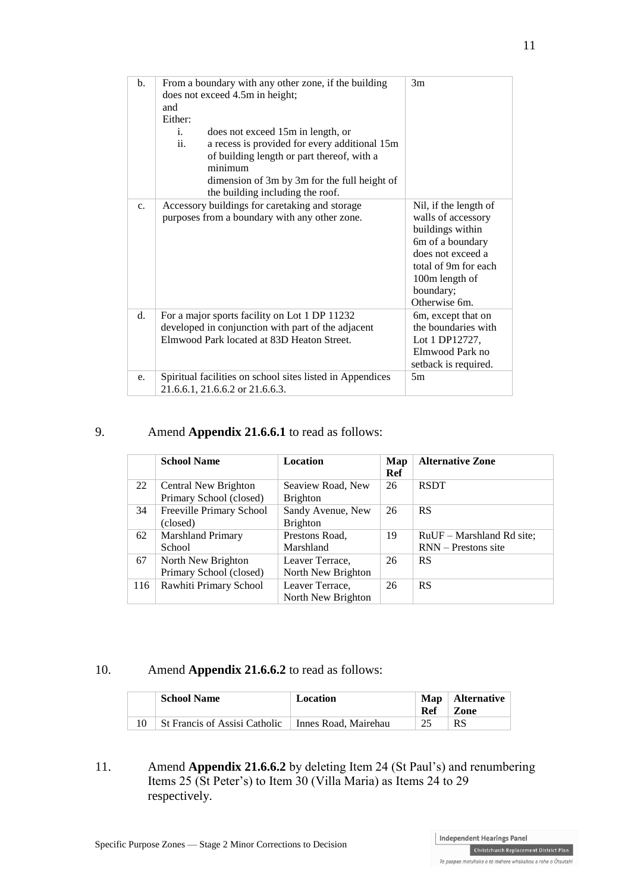| | | |
|---|---|---|
| b. | From a boundary with any other zone, if the building does not exceed 4.5m in height; <br>and <br>Either: <br>i. does not exceed 15m in length, or <br>ii. a recess is provided for every additional 15m of building length or part thereof, with a minimum dimension of 3m by 3m for the full height of the building including the roof. | 3m |
| c. | Accessory buildings for caretaking and storage purposes from a boundary with any other zone. | Nil, if the length of walls of accessory buildings within 6m of a boundary does not exceed a total of 9m for each 100m length of boundary; <br>Otherwise 6m. |
| d. | For a major sports facility on Lot 1 DP 11232 developed in conjunction with part of the adjacent Elmwood Park located at 83D Heaton Street. | 6m, except that on the boundaries with Lot 1 DP12727, Elmwood Park no setback is required. |
| e. | Spiritual facilities on school sites listed in Appendices 21.6.6.1, 21.6.6.2 or 21.6.6.3. | 5m |

9. Amend **Appendix 21.6.6.1** to read as follows:

| | School Name | Location | Map Ref | Alternative Zone |
|---|---|---|---|---|
| 22 | Central New Brighton Primary School (closed) | Seaview Road, New Brighton | 26 | RSDT |
| 34 | Freeville Primary School (closed) | Sandy Avenue, New Brighton | 26 | RS |
| 62 | Marshland Primary School | Prestons Road, Marshland | 19 | RuUF – Marshland Rd site; RNN – Prestons site |
| 67 | North New Brighton Primary School (closed) | Leaver Terrace, North New Brighton | 26 | RS |
| 116 | Rawhiti Primary School | Leaver Terrace, North New Brighton | 26 | RS |

10. Amend **Appendix 21.6.6.2** to read as follows:

| | School Name | Location | Map Ref | Alternative Zone |
|---|---|---|---|---|
| 10 | St Francis of Assisi Catholic | Innes Road, Mairehau | 25 | RS |

11. Amend **Appendix 21.6.6.2** by deleting Item 24 (St Paul's) and renumbering Items 25 (St Peter's) to Item 30 (Villa Maria) as Items 24 to 29 respectively.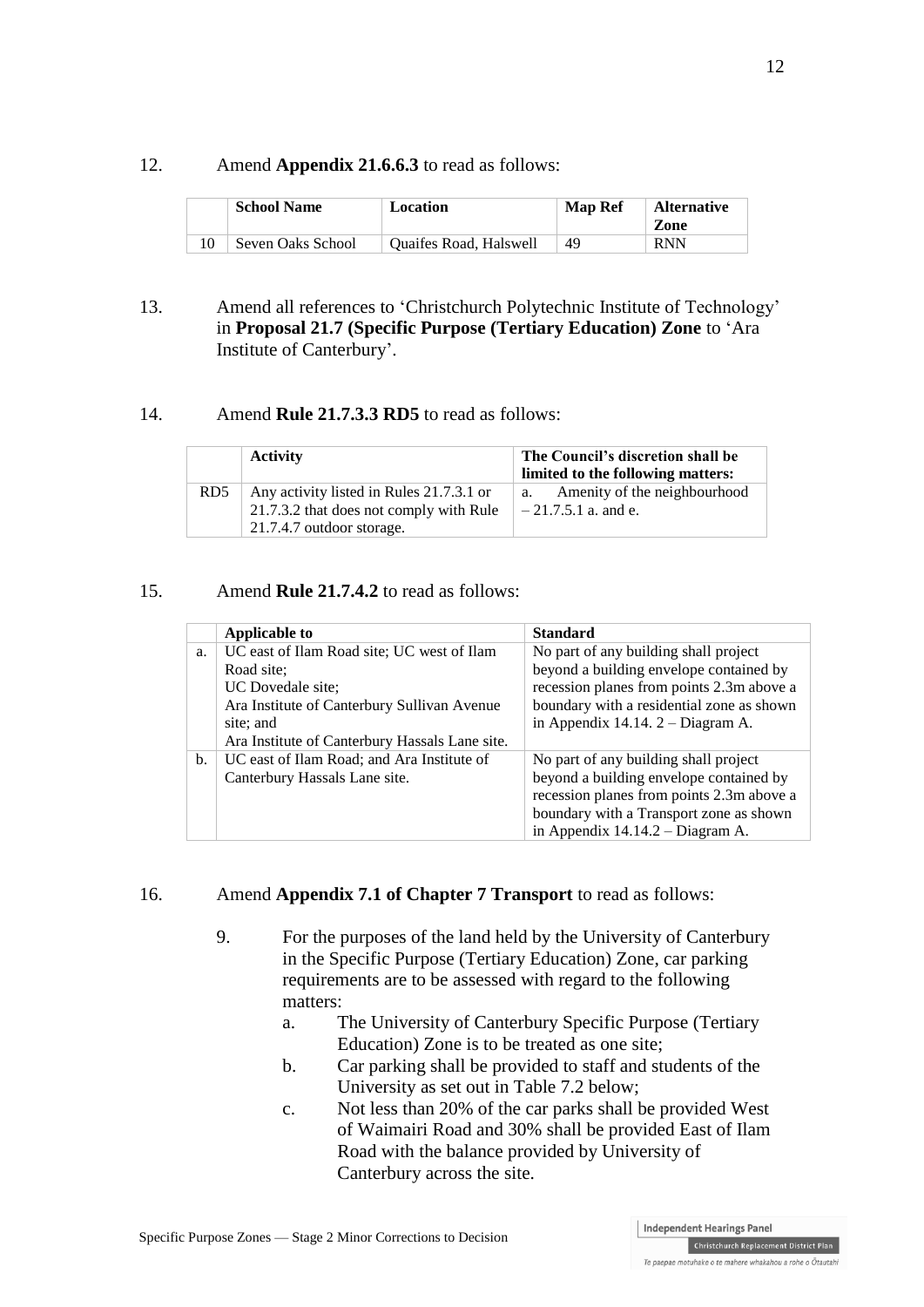12. Amend **Appendix 21.6.6.3** to read as follows:

| | School Name | Location | Map Ref | Alternative Zone |
|---|---|---|---|---|
| 10 | Seven Oaks School | Quaifes Road, Halswell | 49 | RNN |

13. Amend all references to 'Christchurch Polytechnic Institute of Technology' in **Proposal 21.7 (Specific Purpose (Tertiary Education) Zone** to 'Ara Institute of Canterbury'.

14. Amend **Rule 21.7.3.3 RD5** to read as follows:

| | Activity | The Council's discretion shall be limited to the following matters: |
|---|---|---|
| RD5 | Any activity listed in Rules 21.7.3.1 or 21.7.3.2 that does not comply with Rule 21.7.4.7 outdoor storage. | a. Amenity of the neighbourhood – 21.7.5.1 a. and e. |

15. Amend **Rule 21.7.4.2** to read as follows:

| | Applicable to | Standard |
|---|---|---|
| a. | UC east of Ilam Road site; UC west of Ilam Road site;<br>UC Dovedale site;<br>Ara Institute of Canterbury Sullivan Avenue site; and<br>Ara Institute of Canterbury Hassals Lane site. | No part of any building shall project beyond a building envelope contained by recession planes from points 2.3m above a boundary with a residential zone as shown in Appendix 14.14. 2 – Diagram A. |
| b. | UC east of Ilam Road; and Ara Institute of Canterbury Hassals Lane site. | No part of any building shall project beyond a building envelope contained by recession planes from points 2.3m above a boundary with a Transport zone as shown in Appendix 14.14.2 – Diagram A. |

16. Amend **Appendix 7.1 of Chapter 7 Transport** to read as follows:

    9. For the purposes of the land held by the University of Canterbury in the Specific Purpose (Tertiary Education) Zone, car parking requirements are to be assessed with regard to the following matters:
        a. The University of Canterbury Specific Purpose (Tertiary Education) Zone is to be treated as one site;
        b. Car parking shall be provided to staff and students of the University as set out in Table 7.2 below;
        c. Not less than 20% of the car parks shall be provided West of Waimairi Road and 30% shall be provided East of Ilam Road with the balance provided by University of Canterbury across the site.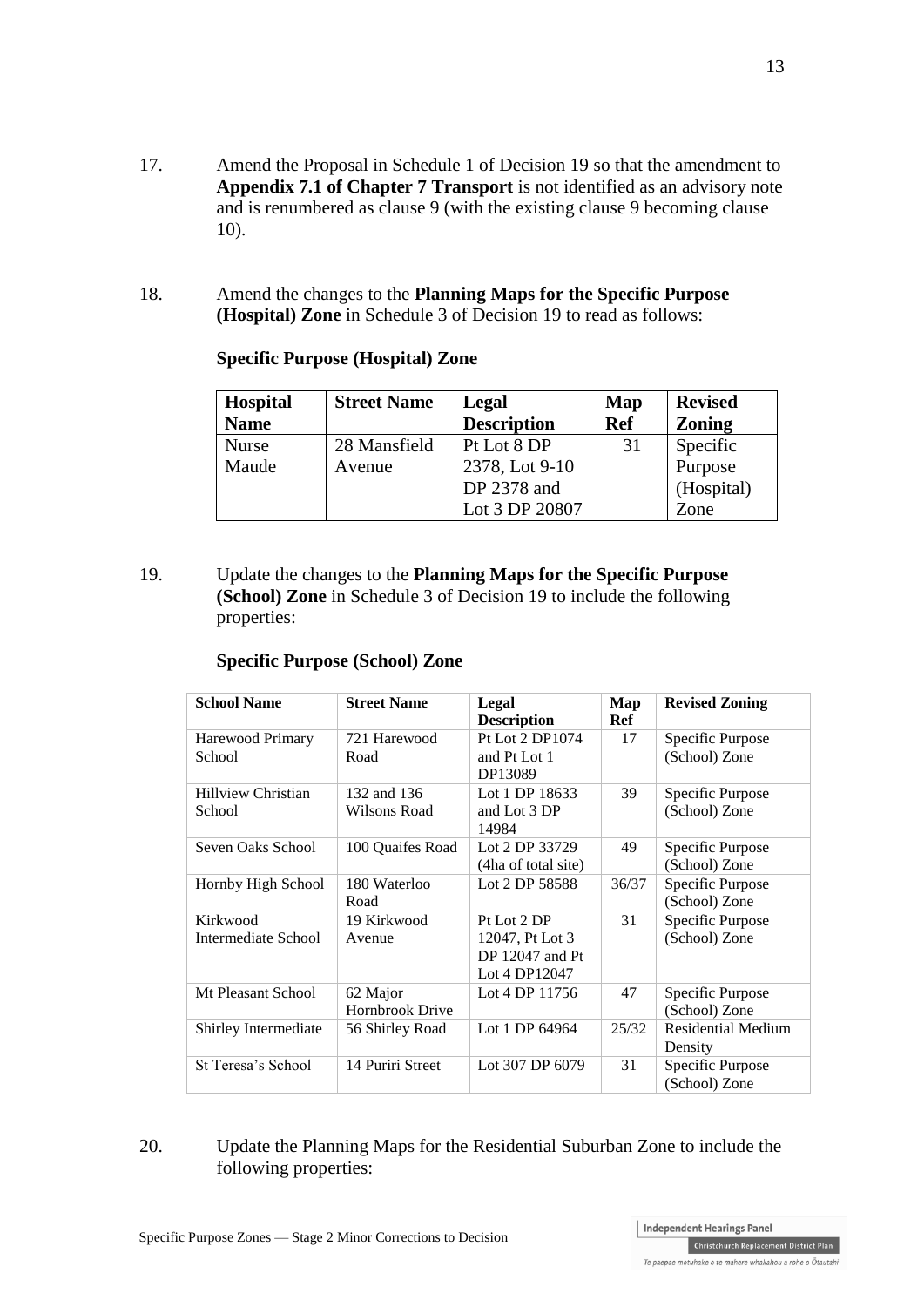17. Amend the Proposal in Schedule 1 of Decision 19 so that the amendment to **Appendix 7.1 of Chapter 7 Transport** is not identified as an advisory note and is renumbered as clause 9 (with the existing clause 9 becoming clause 10).

18. Amend the changes to the **Planning Maps for the Specific Purpose (Hospital) Zone** in Schedule 3 of Decision 19 to read as follows:

**Specific Purpose (Hospital) Zone**

| Hospital Name | Street Name | Legal Description | Map Ref | Revised Zoning |
|---|---|---|---|---|
| Nurse Maude | 28 Mansfield Avenue | Pt Lot 8 DP 2378, Lot 9-10 DP 2378 and Lot 3 DP 20807 | 31 | Specific Purpose (Hospital) Zone |

19. Update the changes to the **Planning Maps for the Specific Purpose (School) Zone** in Schedule 3 of Decision 19 to include the following properties:

**Specific Purpose (School) Zone**

| School Name | Street Name | Legal Description | Map Ref | Revised Zoning |
|---|---|---|---|---|
| Harewood Primary School | 721 Harewood Road | Pt Lot 2 DP1074 and Pt Lot 1 DP13089 | 17 | Specific Purpose (School) Zone |
| Hillview Christian School | 132 and 136 Wilsons Road | Lot 1 DP 18633 and Lot 3 DP 14984 | 39 | Specific Purpose (School) Zone |
| Seven Oaks School | 100 Quaifes Road | Lot 2 DP 33729 (4ha of total site) | 49 | Specific Purpose (School) Zone |
| Hornby High School | 180 Waterloo Road | Lot 2 DP 58588 | 36/37 | Specific Purpose (School) Zone |
| Kirkwood Intermediate School | 19 Kirkwood Avenue | Pt Lot 2 DP 12047, Pt Lot 3 DP 12047 and Pt Lot 4 DP12047 | 31 | Specific Purpose (School) Zone |
| Mt Pleasant School | 62 Major Hornbrook Drive | Lot 4 DP 11756 | 47 | Specific Purpose (School) Zone |
| Shirley Intermediate | 56 Shirley Road | Lot 1 DP 64964 | 25/32 | Residential Medium Density |
| St Teresa's School | 14 Puriri Street | Lot 307 DP 6079 | 31 | Specific Purpose (School) Zone |

20. Update the Planning Maps for the Residential Suburban Zone to include the following properties: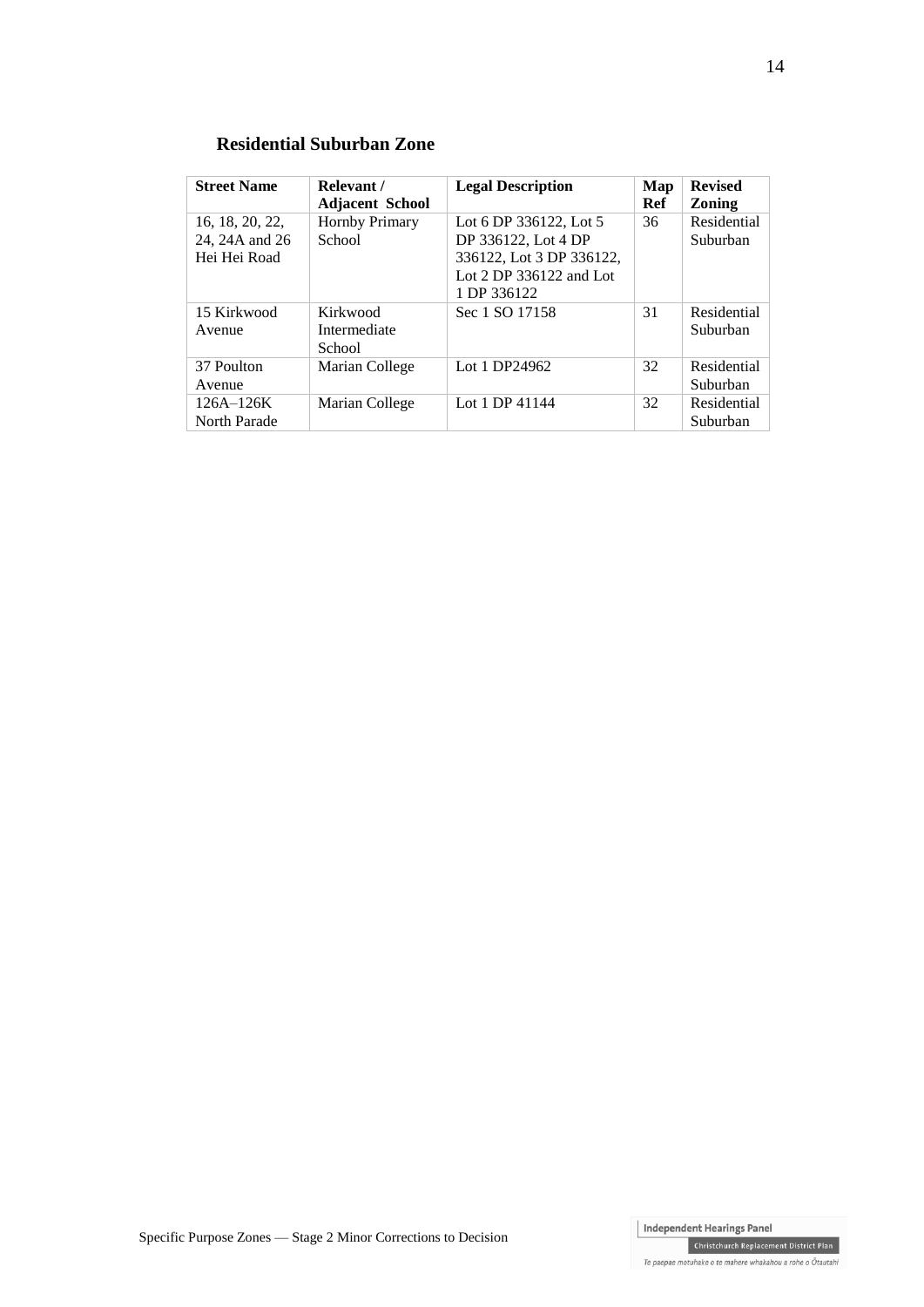### Residential Suburban Zone

| Street Name | Relevant / Adjacent School | Legal Description | Map Ref | Revised Zoning |
|---|---|---|---|---|
| 16, 18, 20, 22, 24, 24A and 26 Hei Hei Road | Hornby Primary School | Lot 6 DP 336122, Lot 5 DP 336122, Lot 4 DP 336122, Lot 3 DP 336122, Lot 2 DP 336122 and Lot 1 DP 336122 | 36 | Residential Suburban |
| 15 Kirkwood Avenue | Kirkwood Intermediate School | Sec 1 SO 17158 | 31 | Residential Suburban |
| 37 Poulton Avenue | Marian College | Lot 1 DP24962 | 32 | Residential Suburban |
| 126A–126K North Parade | Marian College | Lot 1 DP 41144 | 32 | Residential Suburban |